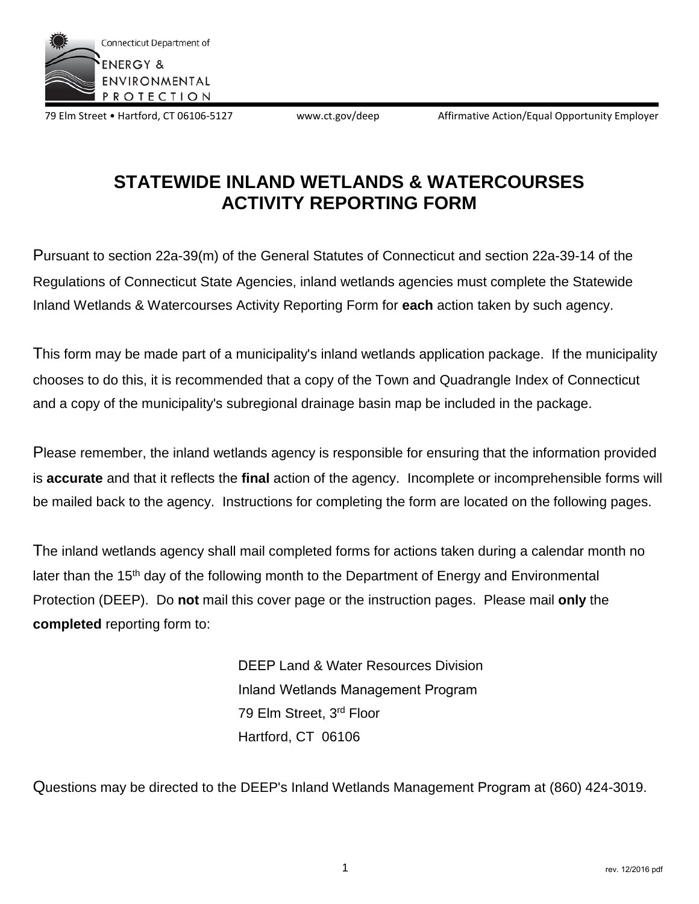Connecticut Department of

ENERGY & ENVIRONMENTAL PROTECTION

79 Elm Street • Hartford, CT 06106-5127 www.ct.gov/deep Affirmative Action/Equal Opportunity Employer

# STATEWIDE INLAND WETLANDS & WATERCOURSES ACTIVITY REPORTING FORM

Pursuant to section 22a-39(m) of the General Statutes of Connecticut and section 22a-39-14 of the Regulations of Connecticut State Agencies, inland wetlands agencies must complete the Statewide Inland Wetlands & Watercourses Activity Reporting Form for **each** action taken by such agency.

This form may be made part of a municipality's inland wetlands application package. If the municipality chooses to do this, it is recommended that a copy of the Town and Quadrangle Index of Connecticut and a copy of the municipality's subregional drainage basin map be included in the package.

Please remember, the inland wetlands agency is responsible for ensuring that the information provided is **accurate** and that it reflects the **final** action of the agency. Incomplete or incomprehensible forms will be mailed back to the agency. Instructions for completing the form are located on the following pages.

The inland wetlands agency shall mail completed forms for actions taken during a calendar month no later than the 15th day of the following month to the Department of Energy and Environmental Protection (DEEP). Do **not** mail this cover page or the instruction pages. Please mail **only** the **completed** reporting form to:

DEEP Land & Water Resources Division
Inland Wetlands Management Program
79 Elm Street, 3rd Floor
Hartford, CT 06106

Questions may be directed to the DEEP's Inland Wetlands Management Program at (860) 424-3019.

rev. 12/2016 pdf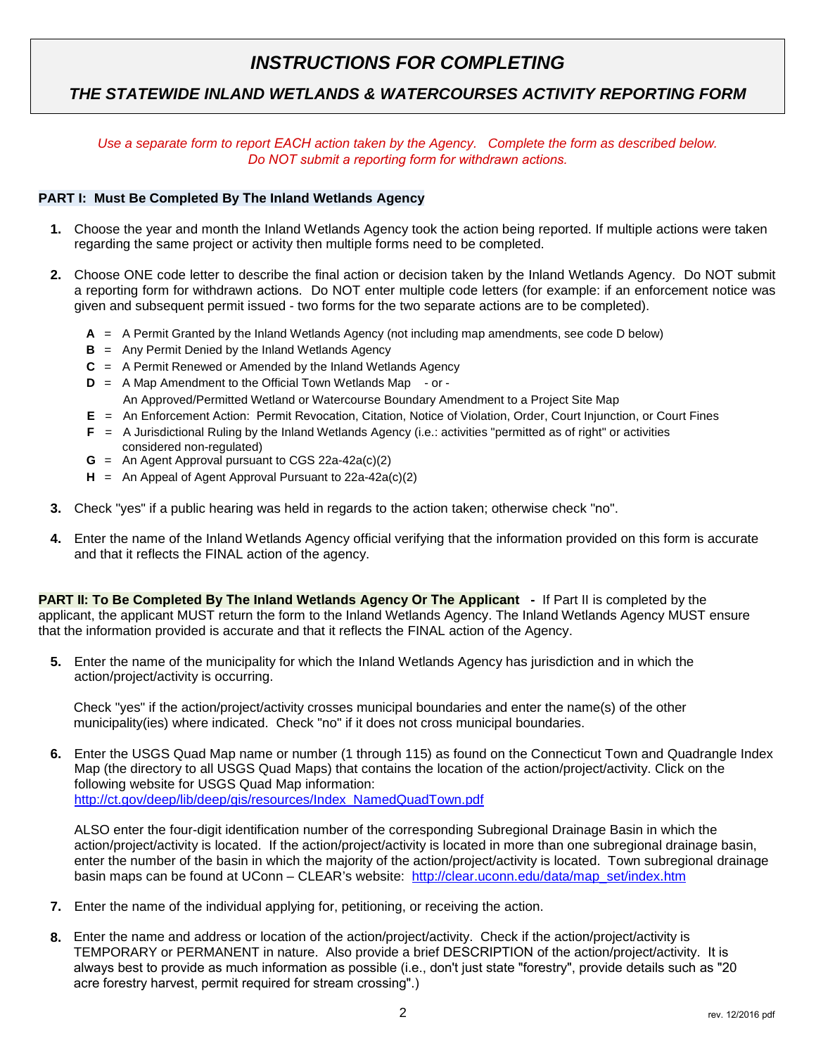# *INSTRUCTIONS FOR COMPLETING*

## *THE STATEWIDE INLAND WETLANDS & WATERCOURSES ACTIVITY REPORTING FORM*

*Use a separate form to report EACH action taken by the Agency. Complete the form as described below.*
*Do NOT submit a reporting form for withdrawn actions.*

**PART I: Must Be Completed By The Inland Wetlands Agency**

1. Choose the year and month the Inland Wetlands Agency took the action being reported. If multiple actions were taken regarding the same project or activity then multiple forms need to be completed.

2. Choose ONE code letter to describe the final action or decision taken by the Inland Wetlands Agency. Do NOT submit a reporting form for withdrawn actions. Do NOT enter multiple code letters (for example: if an enforcement notice was given and subsequent permit issued - two forms for the two separate actions are to be completed).

   - **A** = A Permit Granted by the Inland Wetlands Agency (not including map amendments, see code D below)
   - **B** = Any Permit Denied by the Inland Wetlands Agency
   - **C** = A Permit Renewed or Amended by the Inland Wetlands Agency
   - **D** = A Map Amendment to the Official Town Wetlands Map - or - An Approved/Permitted Wetland or Watercourse Boundary Amendment to a Project Site Map
   - **E** = An Enforcement Action: Permit Revocation, Citation, Notice of Violation, Order, Court Injunction, or Court Fines
   - **F** = A Jurisdictional Ruling by the Inland Wetlands Agency (i.e.: activities "permitted as of right" or activities considered non-regulated)
   - **G** = An Agent Approval pursuant to CGS 22a-42a(c)(2)
   - **H** = An Appeal of Agent Approval Pursuant to 22a-42a(c)(2)

3. Check "yes" if a public hearing was held in regards to the action taken; otherwise check "no".

4. Enter the name of the Inland Wetlands Agency official verifying that the information provided on this form is accurate and that it reflects the FINAL action of the agency.

**PART II: To Be Completed By The Inland Wetlands Agency Or The Applicant** - If Part II is completed by the applicant, the applicant MUST return the form to the Inland Wetlands Agency. The Inland Wetlands Agency MUST ensure that the information provided is accurate and that it reflects the FINAL action of the Agency.

5. Enter the name of the municipality for which the Inland Wetlands Agency has jurisdiction and in which the action/project/activity is occurring.

   Check "yes" if the action/project/activity crosses municipal boundaries and enter the name(s) of the other municipality(ies) where indicated. Check "no" if it does not cross municipal boundaries.

6. Enter the USGS Quad Map name or number (1 through 115) as found on the Connecticut Town and Quadrangle Index Map (the directory to all USGS Quad Maps) that contains the location of the action/project/activity. Click on the following website for USGS Quad Map information: http://ct.gov/deep/lib/deep/gis/resources/Index_NamedQuadTown.pdf

   ALSO enter the four-digit identification number of the corresponding Subregional Drainage Basin in which the action/project/activity is located. If the action/project/activity is located in more than one subregional drainage basin, enter the number of the basin in which the majority of the action/project/activity is located. Town subregional drainage basin maps can be found at UConn – CLEAR's website: http://clear.uconn.edu/data/map_set/index.htm

7. Enter the name of the individual applying for, petitioning, or receiving the action.

8. Enter the name and address or location of the action/project/activity. Check if the action/project/activity is TEMPORARY or PERMANENT in nature. Also provide a brief DESCRIPTION of the action/project/activity. It is always best to provide as much information as possible (i.e., don't just state "forestry", provide details such as "20 acre forestry harvest, permit required for stream crossing".)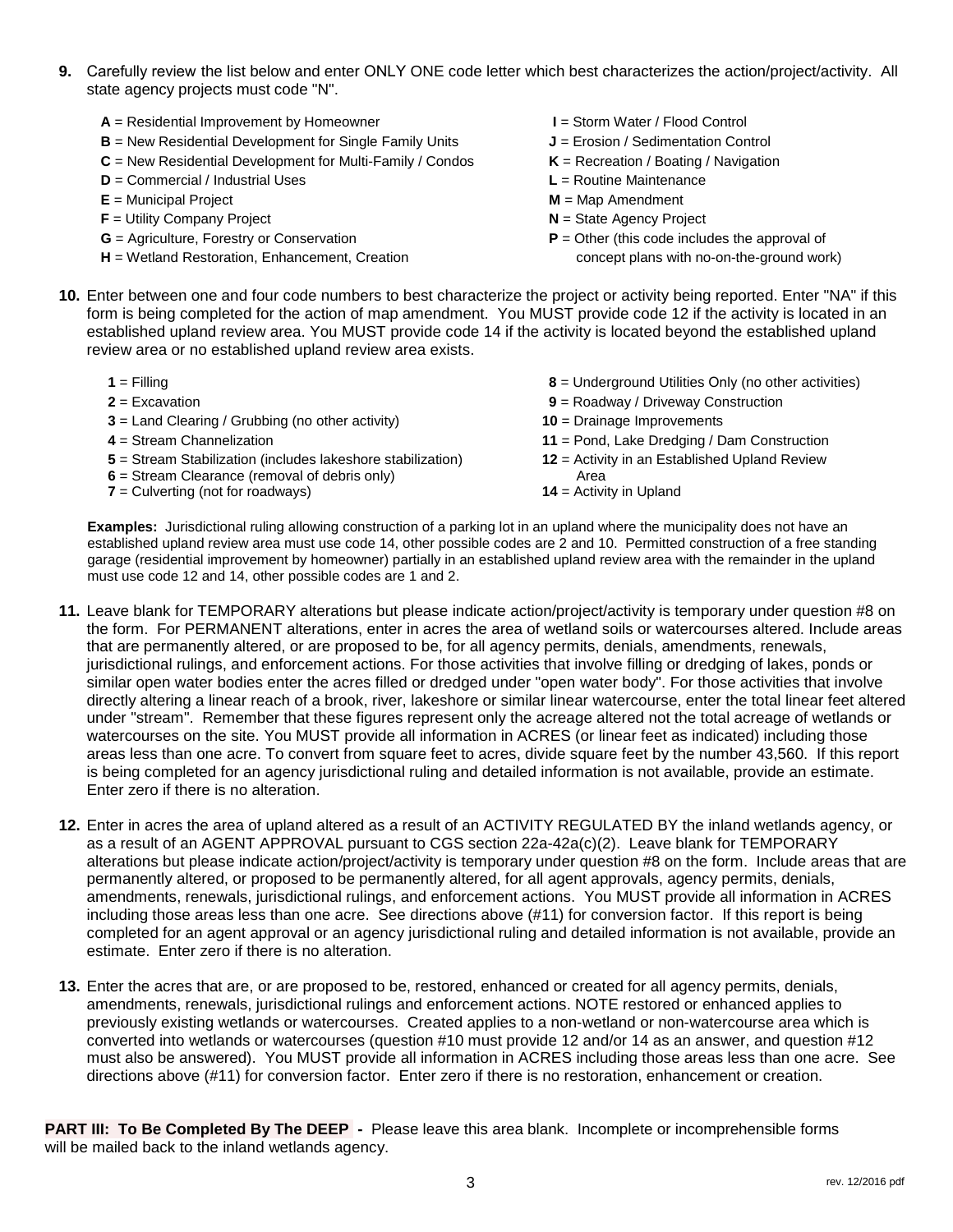**9.** Carefully review the list below and enter ONLY ONE code letter which best characterizes the action/project/activity. All state agency projects must code "N".

- **A** = Residential Improvement by Homeowner
- **B** = New Residential Development for Single Family Units
- **C** = New Residential Development for Multi-Family / Condos
- **D** = Commercial / Industrial Uses
- **E** = Municipal Project
- **F** = Utility Company Project
- **G** = Agriculture, Forestry or Conservation
- **H** = Wetland Restoration, Enhancement, Creation
- **I** = Storm Water / Flood Control
- **J** = Erosion / Sedimentation Control
- **K** = Recreation / Boating / Navigation
- **L** = Routine Maintenance
- **M** = Map Amendment
- **N** = State Agency Project
- **P** = Other (this code includes the approval of concept plans with no-on-the-ground work)

**10.** Enter between one and four code numbers to best characterize the project or activity being reported. Enter "NA" if this form is being completed for the action of map amendment. You MUST provide code 12 if the activity is located in an established upland review area. You MUST provide code 14 if the activity is located beyond the established upland review area or no established upland review area exists.

- **1** = Filling
- **2** = Excavation
- **3** = Land Clearing / Grubbing (no other activity)
- **4** = Stream Channelization
- **5** = Stream Stabilization (includes lakeshore stabilization)
- **6** = Stream Clearance (removal of debris only)
- **7** = Culverting (not for roadways)
- **8** = Underground Utilities Only (no other activities)
- **9** = Roadway / Driveway Construction
- **10** = Drainage Improvements
- **11** = Pond, Lake Dredging / Dam Construction
- **12** = Activity in an Established Upland Review Area
- **14** = Activity in Upland

**Examples:** Jurisdictional ruling allowing construction of a parking lot in an upland where the municipality does not have an established upland review area must use code 14, other possible codes are 2 and 10. Permitted construction of a free standing garage (residential improvement by homeowner) partially in an established upland review area with the remainder in the upland must use code 12 and 14, other possible codes are 1 and 2.

**11.** Leave blank for TEMPORARY alterations but please indicate action/project/activity is temporary under question #8 on the form. For PERMANENT alterations, enter in acres the area of wetland soils or watercourses altered. Include areas that are permanently altered, or are proposed to be, for all agency permits, denials, amendments, renewals, jurisdictional rulings, and enforcement actions. For those activities that involve filling or dredging of lakes, ponds or similar open water bodies enter the acres filled or dredged under "open water body". For those activities that involve directly altering a linear reach of a brook, river, lakeshore or similar linear watercourse, enter the total linear feet altered under "stream". Remember that these figures represent only the acreage altered not the total acreage of wetlands or watercourses on the site. You MUST provide all information in ACRES (or linear feet as indicated) including those areas less than one acre. To convert from square feet to acres, divide square feet by the number 43,560. If this report is being completed for an agency jurisdictional ruling and detailed information is not available, provide an estimate. Enter zero if there is no alteration.

**12.** Enter in acres the area of upland altered as a result of an ACTIVITY REGULATED BY the inland wetlands agency, or as a result of an AGENT APPROVAL pursuant to CGS section 22a-42a(c)(2). Leave blank for TEMPORARY alterations but please indicate action/project/activity is temporary under question #8 on the form. Include areas that are permanently altered, or proposed to be permanently altered, for all agent approvals, agency permits, denials, amendments, renewals, jurisdictional rulings, and enforcement actions. You MUST provide all information in ACRES including those areas less than one acre. See directions above (#11) for conversion factor. If this report is being completed for an agent approval or an agency jurisdictional ruling and detailed information is not available, provide an estimate. Enter zero if there is no alteration.

**13.** Enter the acres that are, or are proposed to be, restored, enhanced or created for all agency permits, denials, amendments, renewals, jurisdictional rulings and enforcement actions. NOTE restored or enhanced applies to previously existing wetlands or watercourses. Created applies to a non-wetland or non-watercourse area which is converted into wetlands or watercourses (question #10 must provide 12 and/or 14 as an answer, and question #12 must also be answered). You MUST provide all information in ACRES including those areas less than one acre. See directions above (#11) for conversion factor. Enter zero if there is no restoration, enhancement or creation.

**PART III: To Be Completed By The DEEP -** Please leave this area blank. Incomplete or incomprehensible forms will be mailed back to the inland wetlands agency.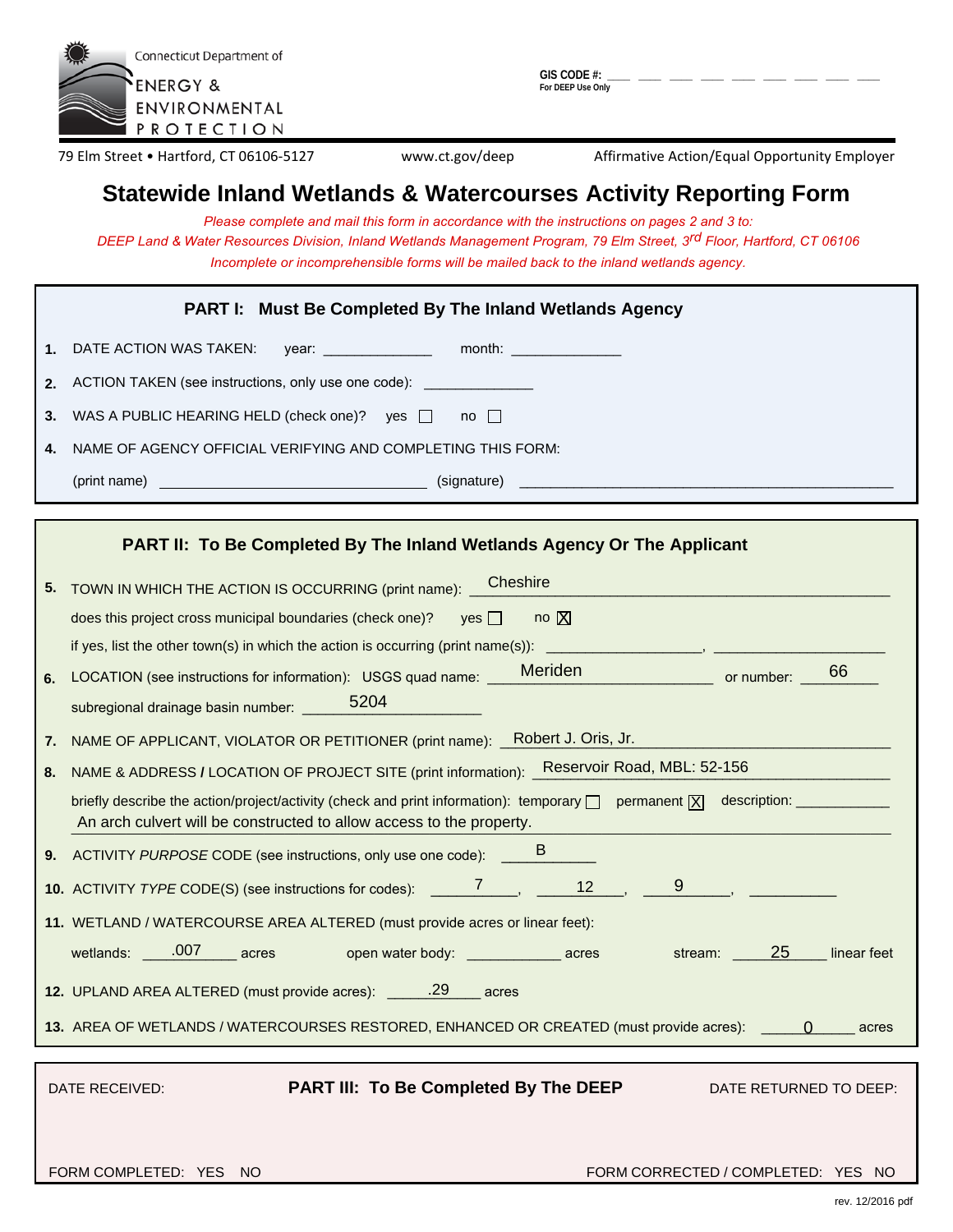Connecticut Department of
ENERGY & ENVIRONMENTAL PROTECTION

GIS CODE #: ___ ___ ___ ___ ___ ___ ___ ___ ___
For DEEP Use Only

79 Elm Street • Hartford, CT 06106-5127 www.ct.gov/deep Affirmative Action/Equal Opportunity Employer

# Statewide Inland Wetlands & Watercourses Activity Reporting Form

*Please complete and mail this form in accordance with the instructions on pages 2 and 3 to:*
*DEEP Land & Water Resources Division, Inland Wetlands Management Program, 79 Elm Street, 3rd Floor, Hartford, CT 06106*
*Incomplete or incomprehensible forms will be mailed back to the inland wetlands agency.*

## PART I: Must Be Completed By The Inland Wetlands Agency

1. DATE ACTION WAS TAKEN: year: ____________ month: ____________
2. ACTION TAKEN (see instructions, only use one code): ____________
3. WAS A PUBLIC HEARING HELD (check one)? yes ☐ no ☐
4. NAME OF AGENCY OFFICIAL VERIFYING AND COMPLETING THIS FORM:

   (print name) ______________________________ (signature) ______________________________

## PART II: To Be Completed By The Inland Wetlands Agency Or The Applicant

5. TOWN IN WHICH THE ACTION IS OCCURRING (print name): Cheshire

   does this project cross municipal boundaries (check one)? yes ☐ no ☒

   if yes, list the other town(s) in which the action is occurring (print name(s)): ____________, ____________

6. LOCATION (see instructions for information): USGS quad name: Meriden or number: 66

   subregional drainage basin number: 5204

7. NAME OF APPLICANT, VIOLATOR OR PETITIONER (print name): Robert J. Oris, Jr.
8. NAME & ADDRESS / LOCATION OF PROJECT SITE (print information): Reservoir Road, MBL: 52-156

   briefly describe the action/project/activity (check and print information): temporary ☐ permanent ☒ description: ____________
   An arch culvert will be constructed to allow access to the property.

9. ACTIVITY *PURPOSE* CODE (see instructions, only use one code): B
10. ACTIVITY *TYPE* CODE(S) (see instructions for codes): 7, 12, 9, ____________
11. WETLAND / WATERCOURSE AREA ALTERED (must provide acres or linear feet):

    wetlands: .007 acres open water body: ____________ acres stream: 25 linear feet

12. UPLAND AREA ALTERED (must provide acres): .29 acres
13. AREA OF WETLANDS / WATERCOURSES RESTORED, ENHANCED OR CREATED (must provide acres): 0 acres

## PART III: To Be Completed By The DEEP

DATE RECEIVED: DATE RETURNED TO DEEP:

FORM COMPLETED: YES NO FORM CORRECTED / COMPLETED: YES NO

rev. 12/2016 pdf